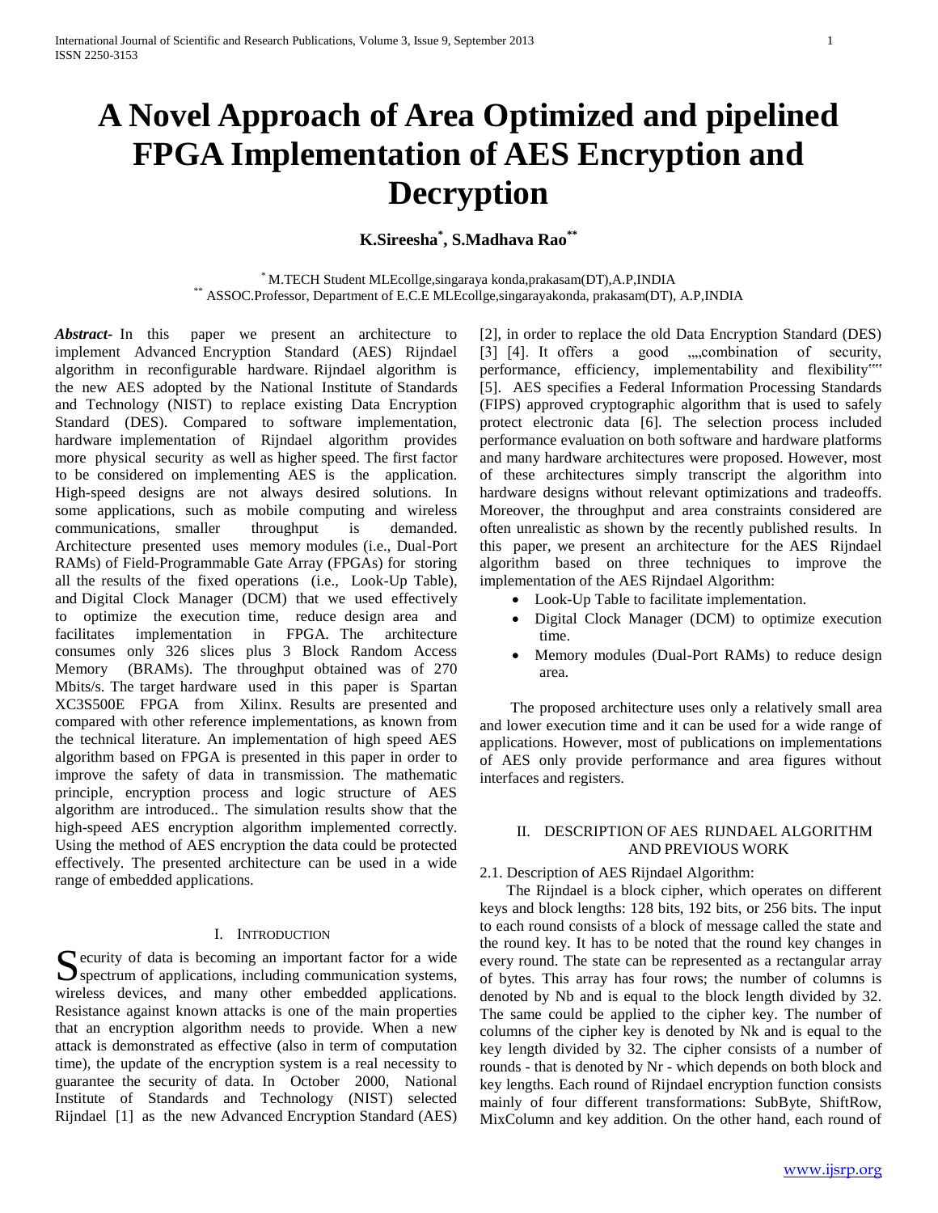# A Novel Approach of Area Optimized and pipelined FPGA Implementation of AES Encryption and Decryption

**K.Sireesha[*], S.Madhava Rao[**]**

[*] M.TECH Student MLEcollge,singaraya konda,prakasam(DT),A.P,INDIA
[**] ASSOC.Professor, Department of E.C.E MLEcollge,singarayakonda, prakasam(DT), A.P,INDIA

***Abstract***- In this paper we present an architecture to implement Advanced Encryption Standard (AES) Rijndael algorithm in reconfigurable hardware. Rijndael algorithm is the new AES adopted by the National Institute of Standards and Technology (NIST) to replace existing Data Encryption Standard (DES). Compared to software implementation, hardware implementation of Rijndael algorithm provides more physical security as well as higher speed. The first factor to be considered on implementing AES is the application. High-speed designs are not always desired solutions. In some applications, such as mobile computing and wireless communications, smaller throughput is demanded. Architecture presented uses memory modules (i.e., Dual-Port RAMs) of Field-Programmable Gate Array (FPGAs) for storing all the results of the fixed operations (i.e., Look-Up Table), and Digital Clock Manager (DCM) that we used effectively to optimize the execution time, reduce design area and facilitates implementation in FPGA. The architecture consumes only 326 slices plus 3 Block Random Access Memory (BRAMs). The throughput obtained was of 270 Mbits/s. The target hardware used in this paper is Spartan XC3S500E FPGA from Xilinx. Results are presented and compared with other reference implementations, as known from the technical literature. An implementation of high speed AES algorithm based on FPGA is presented in this paper in order to improve the safety of data in transmission. The mathemtic principle, encryption process and logic structure of AES algorithm are introduced.. The simulation results show that the high-speed AES encryption algorithm implemented correctly. Using the method of AES encryption the data could be protected effectively. The presented architecture can be used in a wide range of embedded applications.

## I. Introduction

Security of data is becoming an important factor for a wide spectrum of applications, including communication systems, wireless devices, and many other embedded applications. Resistance against known attacks is one of the main properties that an encryption algorithm needs to provide. When a new attack is demonstrated as effective (also in term of computation time), the update of the encryption system is a real necessity to guarantee the security of data. In October 2000, National Institute of Standards and Technology (NIST) selected Rijndael [1] as the new Advanced Encryption Standard (AES) [2], in order to replace the old Data Encryption Standard (DES) [3] [4]. It offers a good „„combination of security, performance, efficiency, implementability and flexibility"" [5]. AES specifies a Federal Information Processing Standards (FIPS) approved cryptographic algorithm that is used to safely protect electronic data [6]. The selection process included performance evaluation on both software and hardware platforms and many hardware architectures were proposed. However, most of these architectures simply transcript the algorithm into hardware designs without relevant optimizations and tradeoffs. Moreover, the throughput and area constraints considered are often unrealistic as shown by the recently published results. In this paper, we present an architecture for the AES Rijndael algorithm based on three techniques to improve the implementation of the AES Rijndael Algorithm:

- Look-Up Table to facilitate implementation.
- Digital Clock Manager (DCM) to optimize execution time.
- Memory modules (Dual-Port RAMs) to reduce design area.

The proposed architecture uses only a relatively small area and lower execution time and it can be used for a wide range of applications. However, most of publications on implementations of AES only provide performance and area figures without interfaces and registers.

## II. Description of AES Rijndael Algorithm and Previous Work

### 2.1. Description of AES Rijndael Algorithm:

The Rijndael is a block cipher, which operates on different keys and block lengths: 128 bits, 192 bits, or 256 bits. The input to each round consists of a block of message called the state and the round key. It has to be noted that the round key changes in every round. The state can be represented as a rectangular array of bytes. This array has four rows; the number of columns is denoted by Nb and is equal to the block length divided by 32. The same could be applied to the cipher key. The number of columns of the cipher key is denoted by Nk and is equal to the key length divided by 32. The cipher consists of a number of rounds - that is denoted by Nr - which depends on both block and key lengths. Each round of Rijndael encryption function consists mainly of four different transformations: SubByte, ShiftRow, MixColumn and key addition. On the other hand, each round of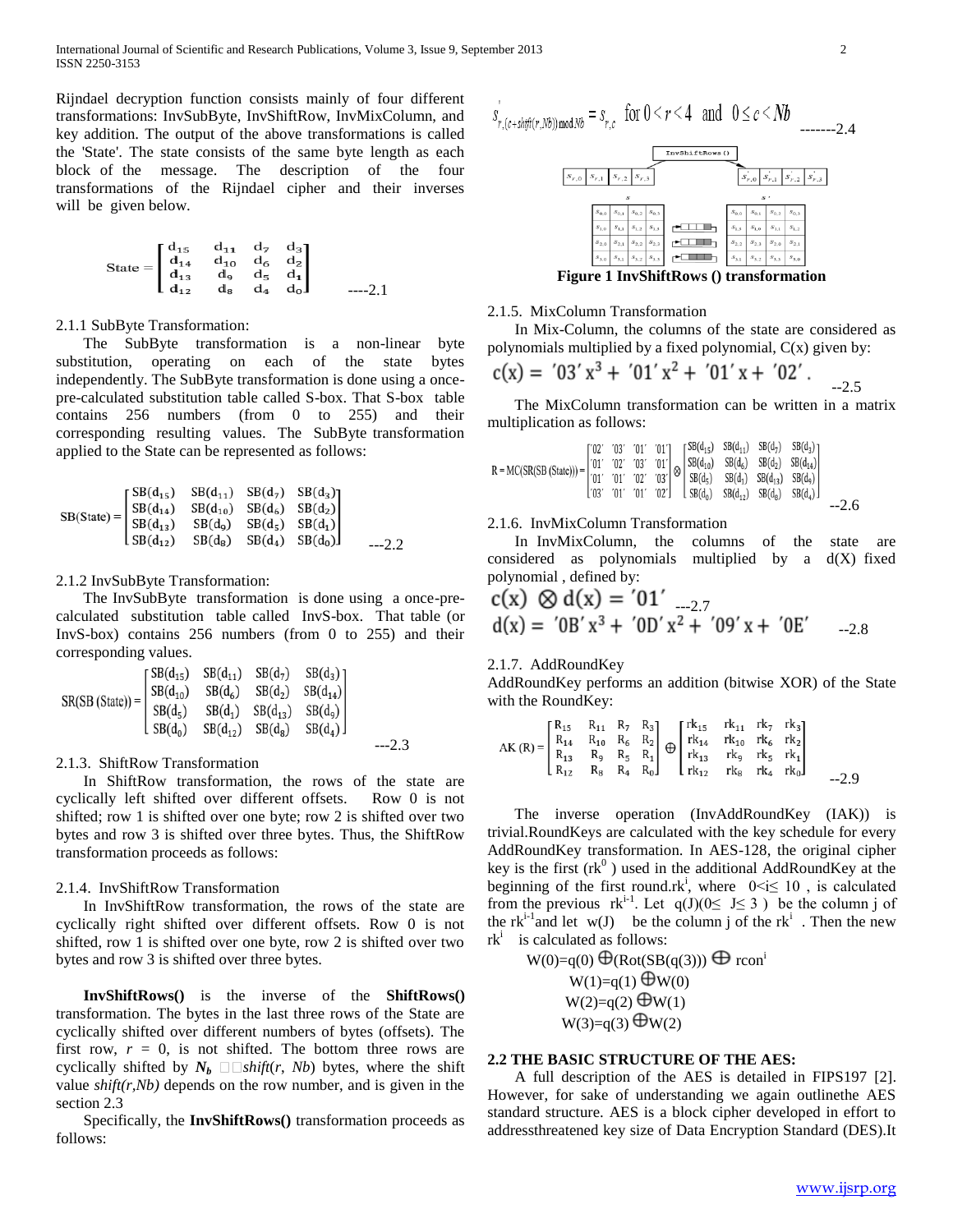Rijndael decryption function consists mainly of four different transformations: InvSubByte, InvShiftRow, InvMixColumn, and key addition. The output of the above transformations is called the 'State'. The state consists of the same byte length as each block of the message. The description of the four transformations of the Rijndael cipher and their inverses will be given below.

$$\text{State} = \begin{bmatrix} d_{15} & d_{11} & d_7 & d_3 \\ d_{14} & d_{10} & d_6 & d_2 \\ d_{13} & d_9 & d_5 & d_1 \\ d_{12} & d_8 & d_4 & d_0 \end{bmatrix} \quad \text{----2.1}$$

2.1.1 SubByte Transformation:

The SubByte transformation is a non-linear byte substitution, operating on each of the state bytes independently. The SubByte transformation is done using a once-pre-calculated substitution table called S-box. That S-box table contains 256 numbers (from 0 to 255) and their corresponding resulting values. The SubByte transformation applied to the State can be represented as follows:

$$\text{SB(State)} = \begin{bmatrix} SB(d_{15}) & SB(d_{11}) & SB(d_7) & SB(d_3) \\ SB(d_{14}) & SB(d_{10}) & SB(d_6) & SB(d_2) \\ SB(d_{13}) & SB(d_9) & SB(d_5) & SB(d_1) \\ SB(d_{12}) & SB(d_8) & SB(d_4) & SB(d_0) \end{bmatrix} \quad \text{---2.2}$$

2.1.2 InvSubByte Transformation:

The InvSubByte transformation is done using a once-pre-calculated substitution table called InvS-box. That table (or InvS-box) contains 256 numbers (from 0 to 255) and their corresponding values.

$$\text{SR(SB (State))} = \begin{bmatrix} SB(d_{15}) & SB(d_{11}) & SB(d_7) & SB(d_3) \\ SB(d_{10}) & SB(d_6) & SB(d_2) & SB(d_{14}) \\ SB(d_5) & SB(d_1) & SB(d_{13}) & SB(d_9) \\ SB(d_0) & SB(d_{12}) & SB(d_8) & SB(d_4) \end{bmatrix} \quad \text{---2.3}$$

2.1.3. ShiftRow Transformation

In ShiftRow transformation, the rows of the state are cyclically left shifted over different offsets. Row 0 is not shifted; row 1 is shifted over one byte; row 2 is shifted over two bytes and row 3 is shifted over three bytes. Thus, the ShiftRow transformation proceeds as follows:

2.1.4. InvShiftRow Transformation

In InvShiftRow transformation, the rows of the state are cyclically right shifted over different offsets. Row 0 is not shifted, row 1 is shifted over one byte, row 2 is shifted over two bytes and row 3 is shifted over three bytes.

**InvShiftRows()** is the inverse of the **ShiftRows()** transformation. The bytes in the last three rows of the State are cyclically shifted over different numbers of bytes (offsets). The first row, $r = 0$, is not shifted. The bottom three rows are cyclically shifted by $N_b - shift(r, Nb)$ bytes, where the shift value $shift(r,Nb)$ depends on the row number, and is given in the section 2.3

Specifically, the **InvShiftRows()** transformation proceeds as follows:

$$s'_{r,(c+shift(r,Nb)) \bmod Nb} = s_{r,c} \quad \text{for } 0 < r < 4 \text{ and } 0 \le c < Nb \quad \text{-------2.4}$$

**Figure 1 InvShiftRows () transformation**

2.1.5. MixColumn Transformation

In Mix-Column, the columns of the state are considered as polynomials multiplied by a fixed polynomial, C(x) given by:

$$c(x) = '03'\,x^3 + '01'\,x^2 + '01'\,x + '02'. \quad \text{--2.5}$$

The MixColumn transformation can be written in a matrix multiplication as follows:

$$R = MC(SR(SB(State))) = \begin{bmatrix} '02' & '03' & '01' & '01' \\ '01' & '02' & '03' & '01' \\ '01' & '01' & '02' & '03' \\ '03' & '01' & '01' & '02' \end{bmatrix} \otimes \begin{bmatrix} SB(d_{15}) & SB(d_{11}) & SB(d_7) & SB(d_3) \\ SB(d_{10}) & SB(d_6) & SB(d_2) & SB(d_{14}) \\ SB(d_5) & SB(d_1) & SB(d_{13}) & SB(d_9) \\ SB(d_0) & SB(d_{12}) & SB(d_8) & SB(d_4) \end{bmatrix} \quad \text{--2.6}$$

2.1.6. InvMixColumn Transformation

In InvMixColumn, the columns of the state are considered as polynomials multiplied by a $d(X)$ fixed polynomial , defined by:

$$c(x) \otimes d(x) = '01' \quad \text{---2.7}$$

$$d(x) = '0B'\,x^3 + '0D'\,x^2 + '09'\,x + '0E' \quad \text{--2.8}$$

2.1.7. AddRoundKey

AddRoundKey performs an addition (bitwise XOR) of the State with the RoundKey:

$$AK(R) = \begin{bmatrix} R_{15} & R_{11} & R_7 & R_3 \\ R_{14} & R_{10} & R_6 & R_2 \\ R_{13} & R_9 & R_5 & R_1 \\ R_{12} & R_8 & R_4 & R_0 \end{bmatrix} \oplus \begin{bmatrix} rk_{15} & rk_{11} & rk_7 & rk_3 \\ rk_{14} & rk_{10} & rk_6 & rk_2 \\ rk_{13} & rk_9 & rk_5 & rk_1 \\ rk_{12} & rk_8 & rk_4 & rk_0 \end{bmatrix} \quad \text{--2.9}$$

The inverse operation (InvAddRoundKey (IAK)) is trivial.RoundKeys are calculated with the key schedule for every AddRoundKey transformation. In AES-128, the original cipher key is the first ($rk^0$ ) used in the additional AddRoundKey at the beginning of the first round.$rk^i$, where $0<i\le 10$ , is calculated from the previous $rk^{i-1}$. Let $q(J)(0\le J\le 3)$ be the column j of the $rk^{i-1}$and let $w(J)$ be the column j of the $rk^i$ . Then the new $rk^i$ is calculated as follows:

$$W(0)=q(0) \oplus (Rot(SB(q(3))) \oplus rcon^i$$
$$W(1)=q(1) \oplus W(0)$$
$$W(2)=q(2) \oplus W(1)$$
$$W(3)=q(3) \oplus W(2)$$

**2.2 THE BASIC STRUCTURE OF THE AES:**

A full description of the AES is detailed in FIPS197 [2]. However, for sake of understanding we again outlinethe AES standard structure. AES is a block cipher developed in effort to addressthreatened key size of Data Encryption Standard (DES).It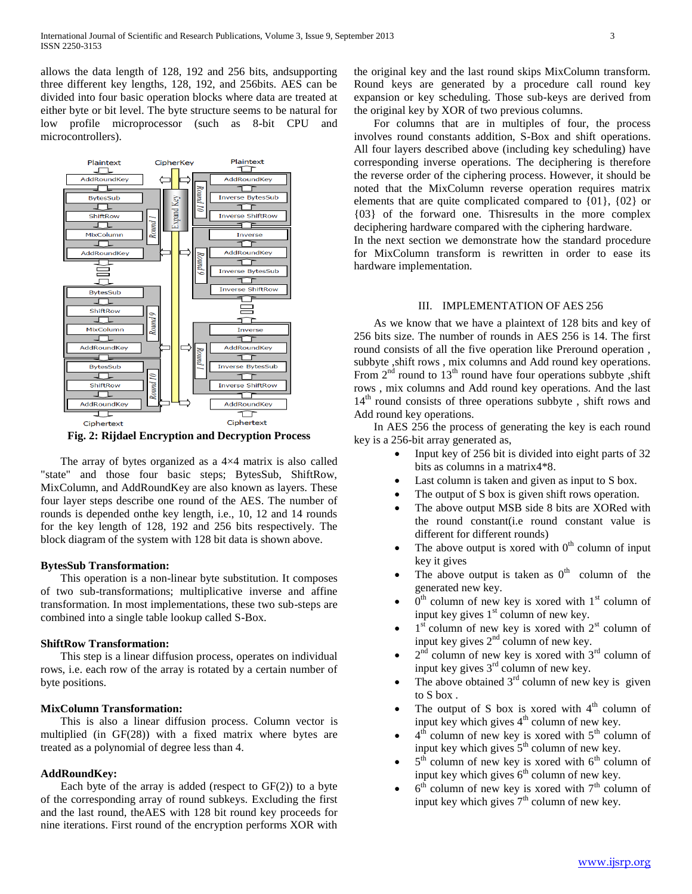allows the data length of 128, 192 and 256 bits, andsupporting three different key lengths, 128, 192, and 256bits. AES can be divided into four basic operation blocks where data are treated at either byte or bit level. The byte structure seems to be natural for low profile microprocessor (such as 8-bit CPU and microcontrollers).

**Fig. 2: Rijdael Encryption and Decryption Process**

The array of bytes organized as a 4×4 matrix is also called "state" and those four basic steps; BytesSub, ShiftRow, MixColumn, and AddRoundKey are also known as layers. These four layer steps describe one round of the AES. The number of rounds is depended onthe key length, i.e., 10, 12 and 14 rounds for the key length of 128, 192 and 256 bits respectively. The block diagram of the system with 128 bit data is shown above.

**BytesSub Transformation:**

This operation is a non-linear byte substitution. It composes of two sub-transformations; multiplicative inverse and affine transformation. In most implementations, these two sub-steps are combined into a single table lookup called S-Box.

**ShiftRow Transformation:**

This step is a linear diffusion process, operates on individual rows, i.e. each row of the array is rotated by a certain number of byte positions.

**MixColumn Transformation:**

This is also a linear diffusion process. Column vector is multiplied (in GF(28)) with a fixed matrix where bytes are treated as a polynomial of degree less than 4.

**AddRoundKey:**

Each byte of the array is added (respect to GF(2)) to a byte of the corresponding array of round subkeys. Excluding the first and the last round, theAES with 128 bit round key proceeds for nine iterations. First round of the encryption performs XOR with the original key and the last round skips MixColumn transform. Round keys are generated by a procedure call round key expansion or key scheduling. Those sub-keys are derived from the original key by XOR of two previous columns.

For columns that are in multiples of four, the process involves round constants addition, S-Box and shift operations. All four layers described above (including key scheduling) have corresponding inverse operations. The deciphering is therefore the reverse order of the ciphering process. However, it should be noted that the MixColumn reverse operation requires matrix elements that are quite complicated compared to {01}, {02} or {03} of the forward one. Thisresults in the more complex deciphering hardware compared with the ciphering hardware.

In the next section we demonstrate how the standard procedure for MixColumn transform is rewritten in order to ease its hardware implementation.

## III. IMPLEMENTATION OF AES 256

As we know that we have a plaintext of 128 bits and key of 256 bits size. The number of rounds in AES 256 is 14. The first round consists of all the five operation like Preround operation , subbyte ,shift rows , mix columns and Add round key operations. From $2^{nd}$ round to $13^{th}$ round have four operations subbyte ,shift rows , mix columns and Add round key operations. And the last $14^{th}$ round consists of three operations subbyte , shift rows and Add round key operations.

In AES 256 the process of generating the key is each round key is a 256-bit array generated as,

- Input key of 256 bit is divided into eight parts of 32 bits as columns in a matrix4*8.
- Last column is taken and given as input to S box.
- The output of S box is given shift rows operation.
- The above output MSB side 8 bits are XORed with the round constant(i.e round constant value is different for different rounds)
- The above output is xored with $0^{th}$ column of input key it gives
- The above output is taken as $0^{th}$ column of the generated new key.
- $0^{th}$ column of new key is xored with $1^{st}$ column of input key gives $1^{st}$ column of new key.
- $1^{st}$ column of new key is xored with $2^{st}$ column of input key gives $2^{nd}$ column of new key.
- $2^{nd}$ column of new key is xored with $3^{rd}$ column of input key gives $3^{rd}$ column of new key.
- The above obtained $3^{rd}$ column of new key is given to S box .
- The output of S box is xored with $4^{th}$ column of input key which gives $4^{th}$ column of new key.
- $4^{th}$ column of new key is xored with $5^{th}$ column of input key which gives $5^{th}$ column of new key.
- $5^{th}$ column of new key is xored with $6^{th}$ column of input key which gives $6^{th}$ column of new key.
- $6^{th}$ column of new key is xored with $7^{th}$ column of input key which gives $7^{th}$ column of new key.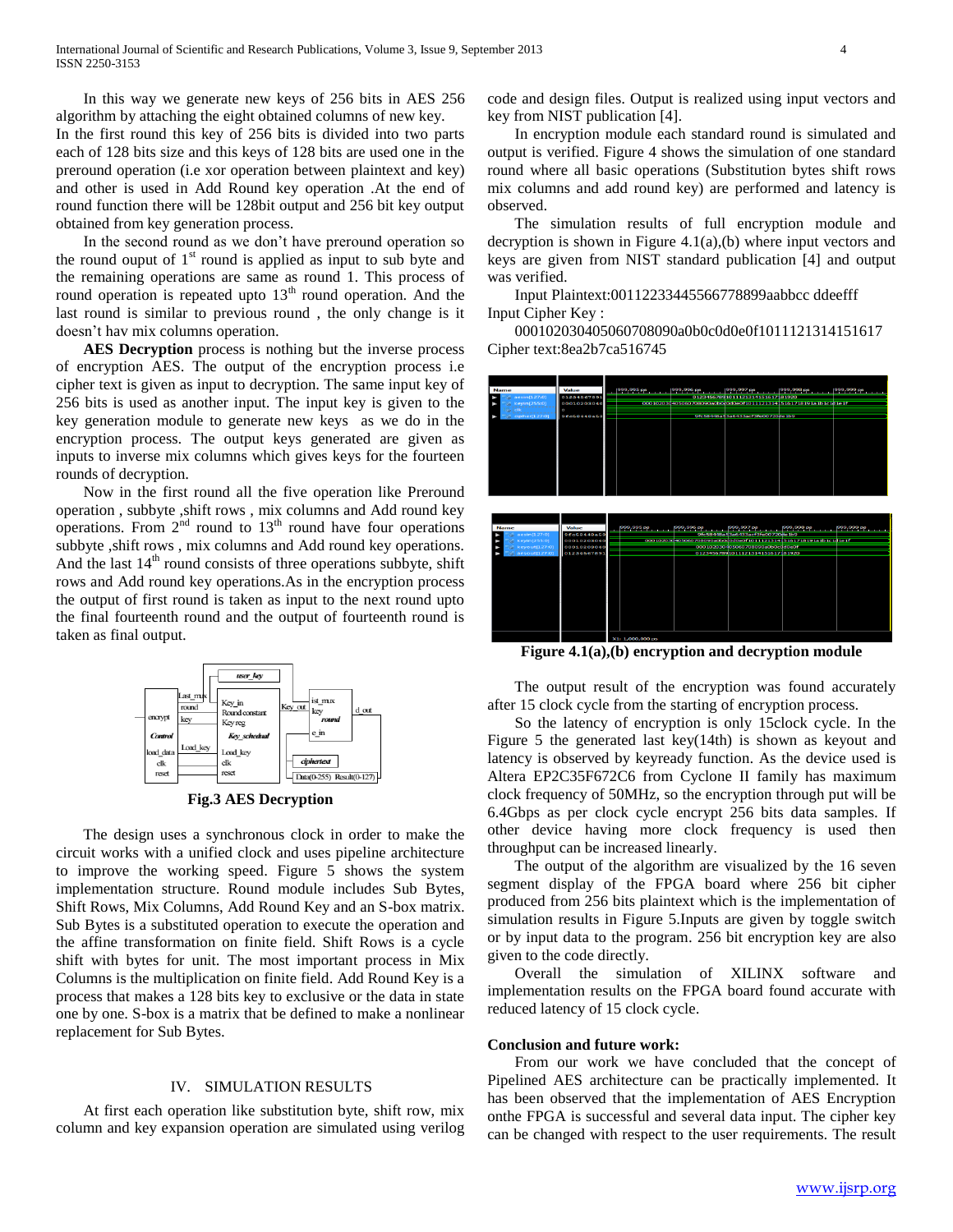In this way we generate new keys of 256 bits in AES 256 algorithm by attaching the eight obtained columns of new key.
In the first round this key of 256 bits is divided into two parts each of 128 bits size and this keys of 128 bits are used one in the preround operation (i.e xor operation between plaintext and key) and other is used in Add Round key operation .At the end of round function there will be 128bit output and 256 bit key output obtained from key generation process.

In the second round as we don't have preround operation so the round ouput of 1st round is applied as input to sub byte and the remaining operations are same as round 1. This process of round operation is repeated upto 13th round operation. And the last round is similar to previous round , the only change is it doesn't hav mix columns operation.

**AES Decryption** process is nothing but the inverse process of encryption AES. The output of the encryption process i.e cipher text is given as input to decryption. The same input key of 256 bits is used as another input. The input key is given to the key generation module to generate new keys as we do in the encryption process. The output keys generated are given as inputs to inverse mix columns which gives keys for the fourteen rounds of decryption.

Now in the first round all the five operation like Preround operation , subbyte ,shift rows , mix columns and Add round key operations. From 2nd round to 13th round have four operations subbyte ,shift rows , mix columns and Add round key operations. And the last 14th round consists of three operations subbyte, shift rows and Add round key operations.As in the encryption process the output of first round is taken as input to the next round upto the final fourteenth round and the output of fourteenth round is taken as final output.

**Fig.3 AES Decryption**

The design uses a synchronous clock in order to make the circuit works with a unified clock and uses pipeline architecture to improve the working speed. Figure 5 shows the system implementation structure. Round module includes Sub Bytes, Shift Rows, Mix Columns, Add Round Key and an S-box matrix. Sub Bytes is a substituted operation to execute the operation and the affine transformation on finite field. Shift Rows is a cycle shift with bytes for unit. The most important process in Mix Columns is the multiplication on finite field. Add Round Key is a process that makes a 128 bits key to exclusive or the data in state one by one. S-box is a matrix that be defined to make a nonlinear replacement for Sub Bytes.

## IV. SIMULATION RESULTS

At first each operation like substitution byte, shift row, mix column and key expansion operation are simulated using verilog code and design files. Output is realized using input vectors and key from NIST publication [4].

In encryption module each standard round is simulated and output is verified. Figure 4 shows the simulation of one standard round where all basic operations (Substitution bytes shift rows mix columns and add round key) are performed and latency is observed.

The simulation results of full encryption module and decryption is shown in Figure 4.1(a),(b) where input vectors and keys are given from NIST standard publication [4] and output was verified.

Input Plaintext:00112233445566778899aabbcc ddeefff
Input Cipher Key :
000102030405060708090a0b0c0d0e0f1011121314151617
Cipher text:8ea2b7ca516745

**Figure 4.1(a),(b) encryption and decryption module**

The output result of the encryption was found accurately after 15 clock cycle from the starting of encryption process.

So the latency of encryption is only 15clock cycle. In the Figure 5 the generated last key(14th) is shown as keyout and latency is observed by keyready function. As the device used is Altera EP2C35F672C6 from Cyclone II family has maximum clock frequency of 50MHz, so the encryption through put will be 6.4Gbps as per clock cycle encrypt 256 bits data samples. If other device having more clock frequency is used then throughput can be increased linearly.

The output of the algorithm are visualized by the 16 seven segment display of the FPGA board where 256 bit cipher produced from 256 bits plaintext which is the implementation of simulation results in Figure 5.Inputs are given by toggle switch or by input data to the program. 256 bit encryption key are also given to the code directly.

Overall the simulation of XILINX software and implementation results on the FPGA board found accurate with reduced latency of 15 clock cycle.

**Conclusion and future work:**

From our work we have concluded that the concept of Pipelined AES architecture can be practically implemented. It has been observed that the implementation of AES Encryption onthe FPGA is successful and several data input. The cipher key can be changed with respect to the user requirements. The result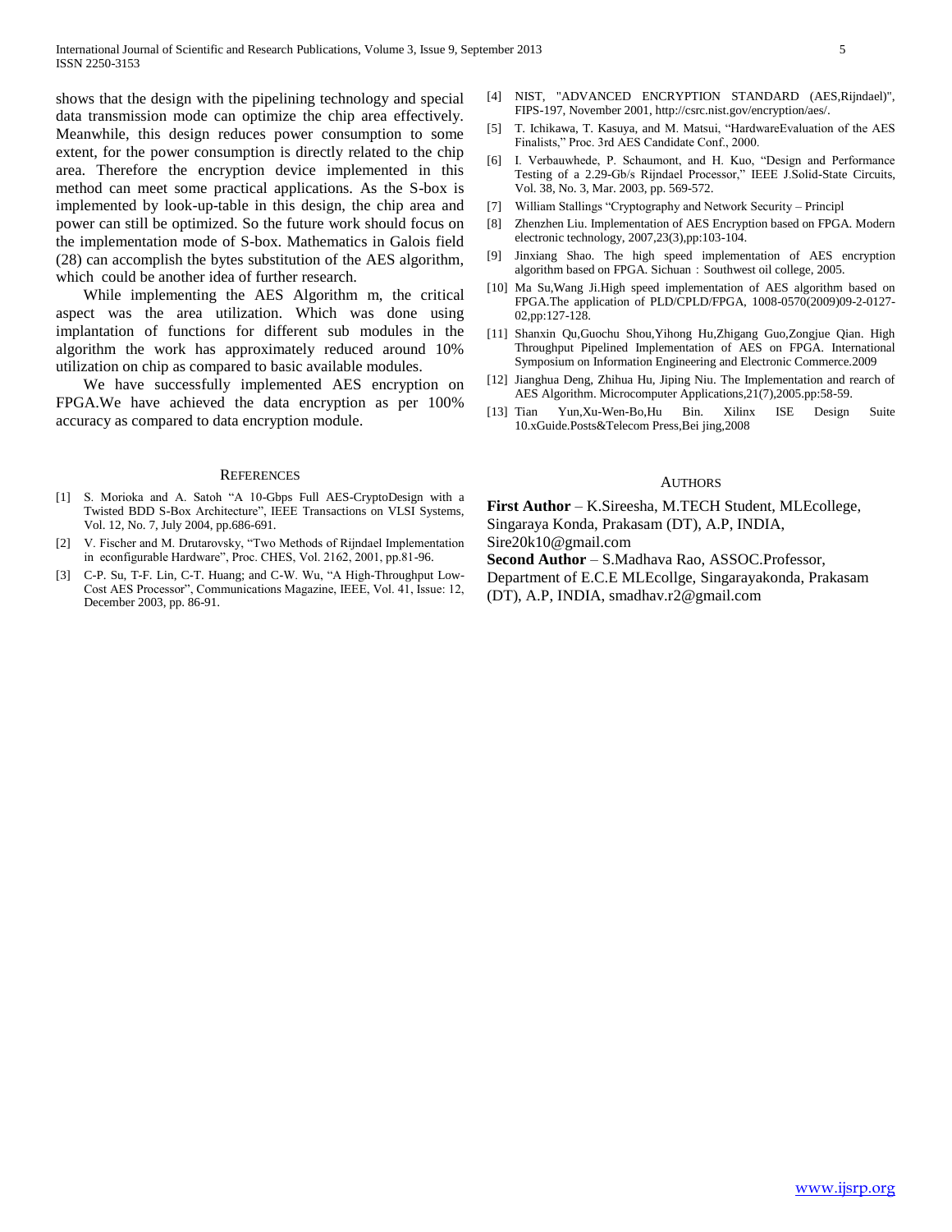shows that the design with the pipelining technology and special data transmission mode can optimize the chip area effectively. Meanwhile, this design reduces power consumption to some extent, for the power consumption is directly related to the chip area. Therefore the encryption device implemented in this method can meet some practical applications. As the S-box is implemented by look-up-table in this design, the chip area and power can still be optimized. So the future work should focus on the implementation mode of S-box. Mathematics in Galois field (28) can accomplish the bytes substitution of the AES algorithm, which could be another idea of further research.

While implementing the AES Algorithm m, the critical aspect was the area utilization. Which was done using implantation of functions for different sub modules in the algorithm the work has approximately reduced around 10% utilization on chip as compared to basic available modules.

We have successfully implemented AES encryption on FPGA.We have achieved the data encryption as per 100% accuracy as compared to data encryption module.

## REFERENCES

[1] S. Morioka and A. Satoh "A 10-Gbps Full AES-CryptoDesign with a Twisted BDD S-Box Architecture", IEEE Transactions on VLSI Systems, Vol. 12, No. 7, July 2004, pp.686-691.

[2] V. Fischer and M. Drutarovsky, "Two Methods of Rijndael Implementation in econfigurable Hardware", Proc. CHES, Vol. 2162, 2001, pp.81-96.

[3] C-P. Su, T-F. Lin, C-T. Huang; and C-W. Wu, "A High-Throughput Low-Cost AES Processor", Communications Magazine, IEEE, Vol. 41, Issue: 12, December 2003, pp. 86-91.

[4] NIST, "ADVANCED ENCRYPTION STANDARD (AES,Rijndael)", FIPS-197, November 2001, http://csrc.nist.gov/encryption/aes/.

[5] T. Ichikawa, T. Kasuya, and M. Matsui, "HardwareEvaluation of the AES Finalists," Proc. 3rd AES Candidate Conf., 2000.

[6] I. Verbauwhede, P. Schaumont, and H. Kuo, "Design and Performance Testing of a 2.29-Gb/s Rijndael Processor," IEEE J.Solid-State Circuits, Vol. 38, No. 3, Mar. 2003, pp. 569-572.

[7] William Stallings "Cryptography and Network Security – Principl

[8] Zhenzhen Liu. Implementation of AES Encryption based on FPGA. Modern electronic technology, 2007,23(3),pp:103-104.

[9] Jinxiang Shao. The high speed implementation of AES encryption algorithm based on FPGA. Sichuan：Southwest oil college, 2005.

[10] Ma Su,Wang Ji.High speed implementation of AES algorithm based on FPGA.The application of PLD/CPLD/FPGA, 1008-0570(2009)09-2-0127-02,pp:127-128.

[11] Shanxin Qu,Guochu Shou,Yihong Hu,Zhigang Guo,Zongjue Qian. High Throughput Pipelined Implementation of AES on FPGA. International Symposium on Information Engineering and Electronic Commerce.2009

[12] Jianghua Deng, Zhihua Hu, Jiping Niu. The Implementation and rearch of AES Algorithm. Microcomputer Applications,21(7),2005.pp:58-59.

[13] Tian Yun,Xu-Wen-Bo,Hu Bin. Xilinx ISE Design Suite 10.xGuide.Posts&Telecom Press,Bei jing,2008

## AUTHORS

**First Author** – K.Sireesha, M.TECH Student, MLEcollege, Singaraya Konda, Prakasam (DT), A.P, INDIA, Sire20k10@gmail.com

**Second Author** – S.Madhava Rao, ASSOC.Professor, Department of E.C.E MLEcollge, Singarayakonda, Prakasam (DT), A.P, INDIA, smadhav.r2@gmail.com